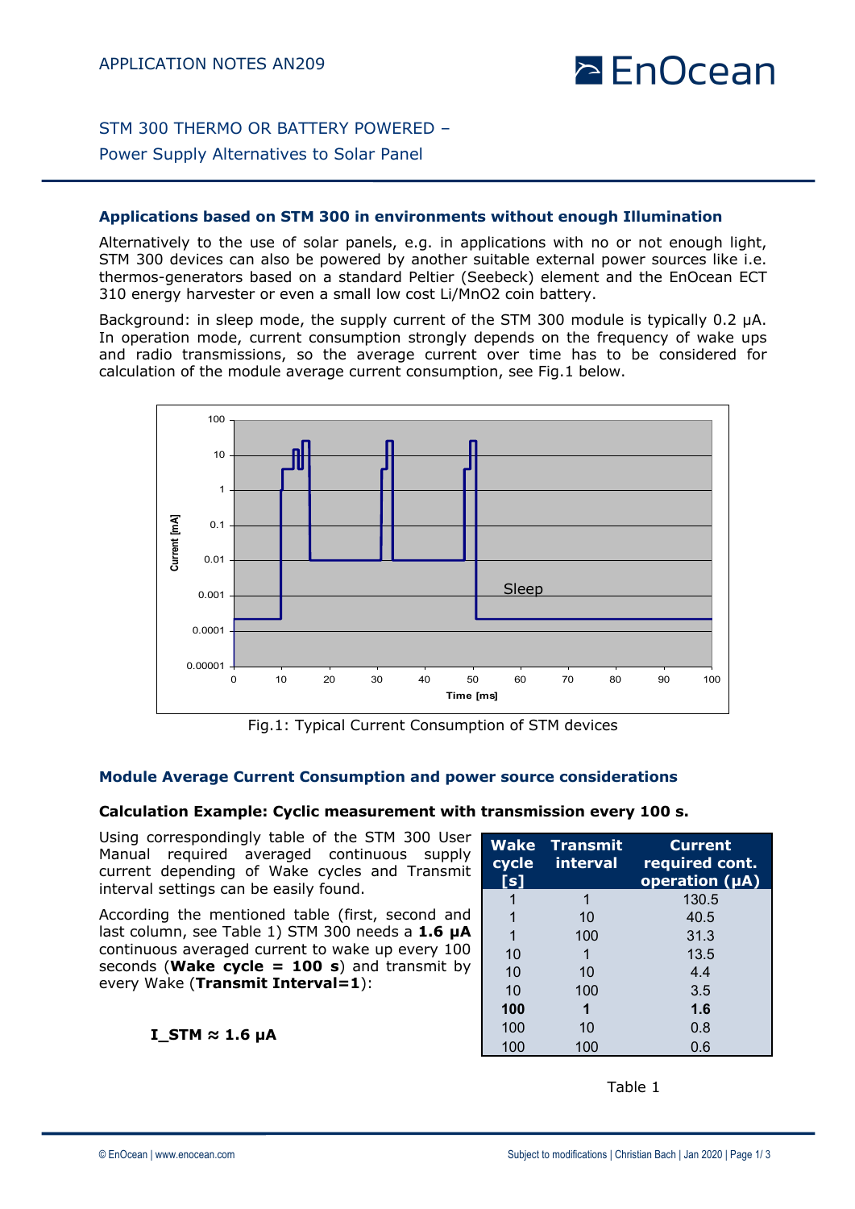APPLICATION NOTES AN209

# STM 300 THERMO OR BATTERY POWERED – Power Supply Alternatives to Solar Panel

## Applications based on STM 300 in environments without enough Illumination

Alternatively to the use of solar panels, e.g. in applications with no or not enough light, STM 300 devices can also be powered by another suitable external power sources like i.e. thermos-generators based on a standard Peltier (Seebeck) element and the EnOcean ECT 310 energy harvester or even a small low cost Li/MnO2 coin battery.

Background: in sleep mode, the supply current of the STM 300 module is typically 0.2 µA. In operation mode, current consumption strongly depends on the frequency of wake ups and radio transmissions, so the average current over time has to be considered for calculation of the module average current consumption, see Fig.1 below.

Fig.1: Typical Current Consumption of STM devices

## Module Average Current Consumption and power source considerations

### Calculation Example: Cyclic measurement with transmission every 100 s.

Using correspondingly table of the STM 300 User Manual required averaged continuous supply current depending of Wake cycles and Transmit interval settings can be easily found.

According the mentioned table (first, second and last column, see Table 1) STM 300 needs a **1.6 µA** continuous averaged current to wake up every 100 seconds (**Wake cycle = 100 s**) and transmit by every Wake (**Transmit Interval=1**):

**I_STM ≈ 1.6 µA**

| Wake cycle [s] | Transmit interval | Current required cont. operation (µA) |
|---|---|---|
| 1 | 1 | 130.5 |
| 1 | 10 | 40.5 |
| 1 | 100 | 31.3 |
| 10 | 1 | 13.5 |
| 10 | 10 | 4.4 |
| 10 | 100 | 3.5 |
| **100** | **1** | **1.6** |
| 100 | 10 | 0.8 |
| 100 | 100 | 0.6 |

Table 1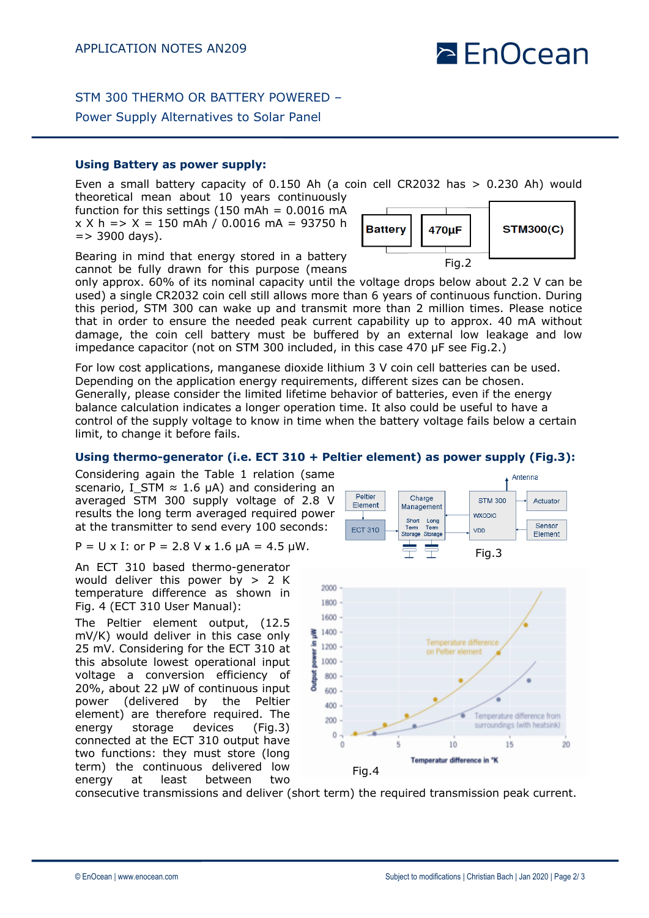## Using Battery as power supply:

Even a small battery capacity of 0.150 Ah (a coin cell CR2032 has > 0.230 Ah) would theoretical mean about 10 years continuously function for this settings (150 mAh = 0.0016 mA x X h => X = 150 mAh / 0.0016 mA = 93750 h => 3900 days).

Fig.2

Bearing in mind that energy stored in a battery cannot be fully drawn for this purpose (means only approx. 60% of its nominal capacity until the voltage drops below about 2.2 V can be used) a single CR2032 coin cell still allows more than 6 years of continuous function. During this period, STM 300 can wake up and transmit more than 2 million times. Please notice that in order to ensure the needed peak current capability up to approx. 40 mA without damage, the coin cell battery must be buffered by an external low leakage and low impedance capacitor (not on STM 300 included, in this case 470 µF see Fig.2.)

For low cost applications, manganese dioxide lithium 3 V coin cell batteries can be used. Depending on the application energy requirements, different sizes can be chosen. Generally, please consider the limited lifetime behavior of batteries, even if the energy balance calculation indicates a longer operation time. It also could be useful to have a control of the supply voltage to know in time when the battery voltage fails below a certain limit, to change it before fails.

## Using thermo-generator (i.e. ECT 310 + Peltier element) as power supply (Fig.3):

Considering again the Table 1 relation (same scenario, $I_{STM} \approx 1.6$ µA) and considering an averaged STM 300 supply voltage of 2.8 V results the long term averaged required power at the transmitter to send every 100 seconds:

P = U x I: or P = 2.8 V **x** 1.6 µA = 4.5 µW.

Fig.3

An ECT 310 based thermo-generator would deliver this power by > 2 K temperature difference as shown in Fig. 4 (ECT 310 User Manual):

The Peltier element output, (12.5 mV/K) would deliver in this case only 25 mV. Considering for the ECT 310 at this absolute lowest operational input voltage a conversion efficiency of 20%, about 22 µW of continuous input power (delivered by the Peltier element) are therefore required. The energy storage devices (Fig.3) connected at the ECT 310 output have two functions: they must store (long term) the continuous delivered low energy at least between two consecutive transmissions and deliver (short term) the required transmission peak current.

Fig.4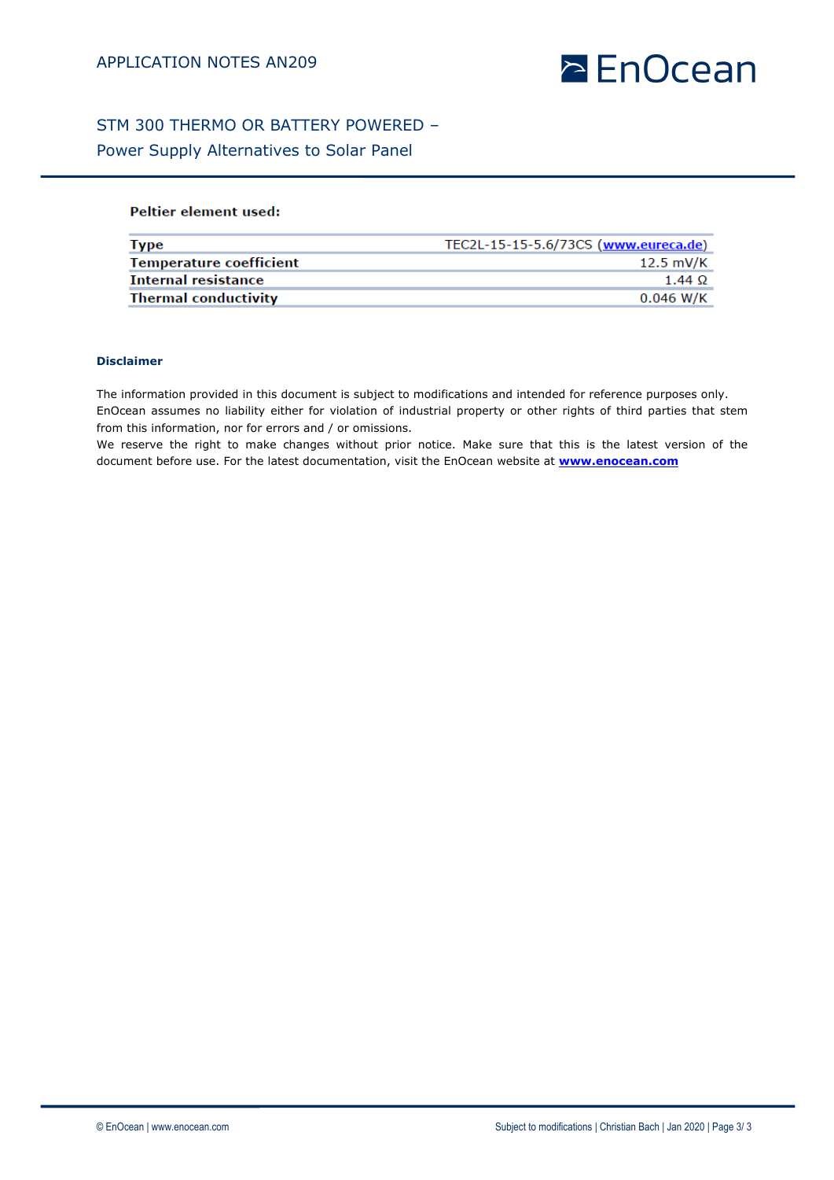**Peltier element used:**

| | |
|---|---|
| **Type** | TEC2L-15-15-5.6/73CS (www.eureca.de) |
| **Temperature coefficient** | 12.5 mV/K |
| **Internal resistance** | 1.44 Ω |
| **Thermal conductivity** | 0.046 W/K |

**Disclaimer**

The information provided in this document is subject to modifications and intended for reference purposes only. EnOcean assumes no liability either for violation of industrial property or other rights of third parties that stem from this information, nor for errors and / or omissions.
We reserve the right to make changes without prior notice. Make sure that this is the latest version of the document before use. For the latest documentation, visit the EnOcean website at **www.enocean.com**